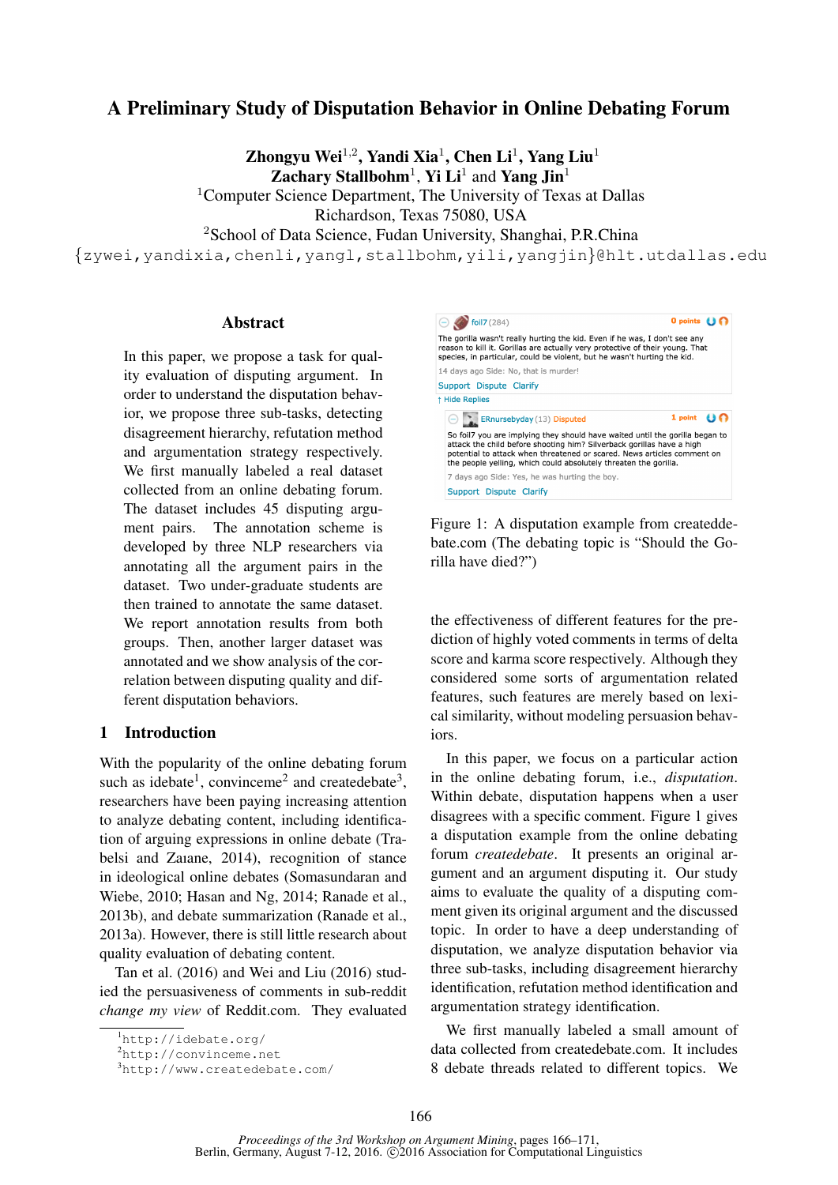# A Preliminary Study of Disputation Behavior in Online Debating Forum

**Zhongyu Wei**[1,2], **Yandi Xia**[1], **Chen Li**[1], **Yang Liu**[1]
**Zachary Stallbohm**[1], **Yi Li**[1] and **Yang Jin**[1]

[1]Computer Science Department, The University of Texas at Dallas
Richardson, Texas 75080, USA

[2]School of Data Science, Fudan University, Shanghai, P.R.China

{zywei,yandixia,chenli,yangl,stallbohm,yili,yangjin}@hlt.utdallas.edu

## Abstract

In this paper, we propose a task for quality evaluation of disputing argument. In order to understand the disputation behavior, we propose three sub-tasks, detecting disagreement hierarchy, refutation method and argumentation strategy respectively. We first manually labeled a real dataset collected from an online debating forum. The dataset includes 45 disputing argument pairs. The annotation scheme is developed by three NLP researchers via annotating all the argument pairs in the dataset. Two under-graduate students are then trained to annotate the same dataset. We report annotation results from both groups. Then, another larger dataset was annotated and we show analysis of the correlation between disputing quality and different disputation behaviors.

## 1 Introduction

With the popularity of the online debating forum such as idebate[1], convinceme[2] and createdebate[3], researchers have been paying increasing attention to analyze debating content, including identification of arguing expressions in online debate (Trabelsi and Zaıane, 2014), recognition of stance in ideological online debates (Somasundaran and Wiebe, 2010; Hasan and Ng, 2014; Ranade et al., 2013b), and debate summarization (Ranade et al., 2013a). However, there is still little research about quality evaluation of debating content.

Tan et al. (2016) and Wei and Liu (2016) studied the persuasiveness of comments in sub-reddit *change my view* of Reddit.com. They evaluated the effectiveness of different features for the prediction of highly voted comments in terms of delta score and karma score respectively. Although they considered some sorts of argumentation related features, such features are merely based on lexical similarity, without modeling persuasion behaviors.

foil7 (284) 0 points
The gorilla wasn't really hurting the kid. Even if he was, I don't see any reason to kill it. Gorillas are actually very protective of their young. That species, in particular, could be violent, but he wasn't hurting the kid.
14 days ago Side: No, that is murder!
Support Dispute Clarify
↑ Hide Replies

ERnursebyday (13) Disputed 1 point
So foil7 you are implying they should have waited until the gorilla began to attack the child before shooting him? Silverback gorillas have a high potential to attack when threatened or scared. News articles comment on the people yelling, which could absolutely threaten the gorilla.
7 days ago Side: Yes, he was hurting the boy.
Support Dispute Clarify

Figure 1: A disputation example from createdebate.com (The debating topic is "Should the Gorilla have died?")

In this paper, we focus on a particular action in the online debating forum, i.e., *disputation*. Within debate, disputation happens when a user disagrees with a specific comment. Figure 1 gives a disputation example from the online debating forum *createdebate*. It presents an original argument and an argument disputing it. Our study aims to evaluate the quality of a disputing comment given its original argument and the discussed topic. In order to have a deep understanding of disputation, we analyze disputation behavior via three sub-tasks, including disagreement hierarchy identification, refutation method identification and argumentation strategy identification.

We first manually labeled a small amount of data collected from createdebate.com. It includes 8 debate threads related to different topics. We

[1]http://idebate.org/
[2]http://convinceme.net
[3]http://www.createdebate.com/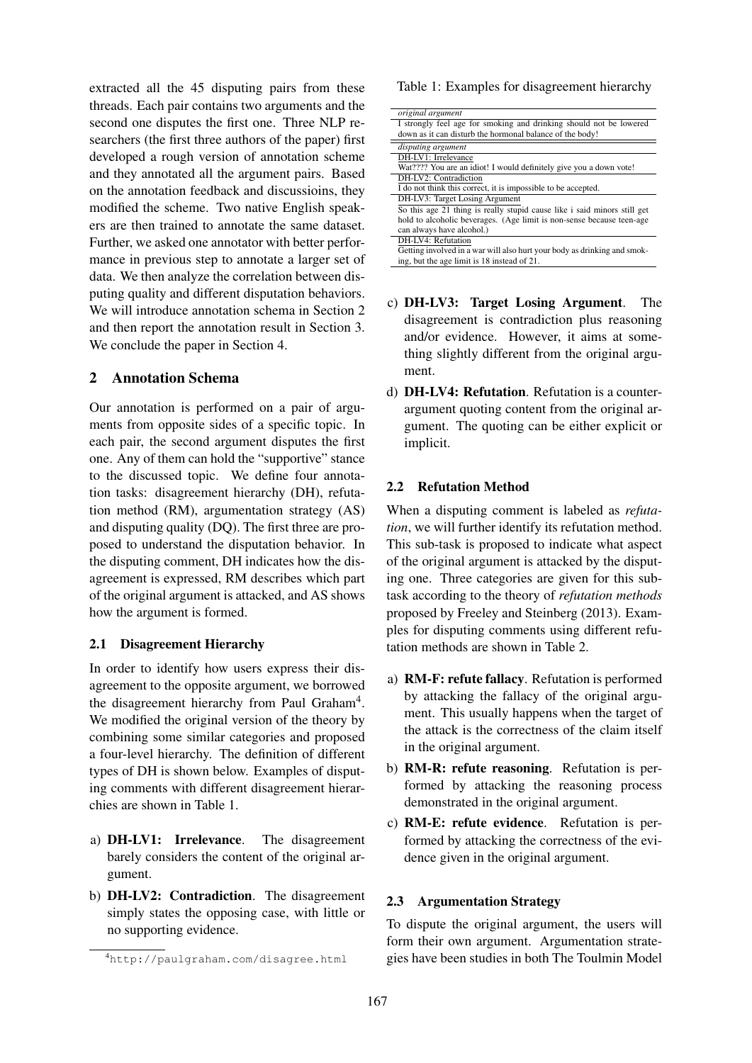extracted all the 45 disputing pairs from these threads. Each pair contains two arguments and the second one disputes the first one. Three NLP researchers (the first three authors of the paper) first developed a rough version of annotation scheme and they annotated all the argument pairs. Based on the annotation feedback and discussioins, they modified the scheme. Two native English speakers are then trained to annotate the same dataset. Further, we asked one annotator with better performance in previous step to annotate a larger set of data. We then analyze the correlation between disputing quality and different disputation behaviors. We will introduce annotation schema in Section 2 and then report the annotation result in Section 3. We conclude the paper in Section 4.

## 2 Annotation Schema

Our annotation is performed on a pair of arguments from opposite sides of a specific topic. In each pair, the second argument disputes the first one. Any of them can hold the "supportive" stance to the discussed topic. We define four annotation tasks: disagreement hierarchy (DH), refutation method (RM), argumentation strategy (AS) and disputing quality (DQ). The first three are proposed to understand the disputation behavior. In the disputing comment, DH indicates how the disagreement is expressed, RM describes which part of the original argument is attacked, and AS shows how the argument is formed.

### 2.1 Disagreement Hierarchy

In order to identify how users express their disagreement to the opposite argument, we borrowed the disagreement hierarchy from Paul Graham[4]. We modified the original version of the theory by combining some similar categories and proposed a four-level hierarchy. The definition of different types of DH is shown below. Examples of disputing comments with different disagreement hierarchies are shown in Table 1.

a) **DH-LV1: Irrelevance**. The disagreement barely considers the content of the original argument.

b) **DH-LV2: Contradiction**. The disagreement simply states the opposing case, with little or no supporting evidence.

c) **DH-LV3: Target Losing Argument**. The disagreement is contradiction plus reasoning and/or evidence. However, it aims at something slightly different from the original argument.

d) **DH-LV4: Refutation**. Refutation is a counterargument quoting content from the original argument. The quoting can be either explicit or implicit.

[4] http://paulgraham.com/disagree.html

Table 1: Examples for disagreement hierarchy

| *original argument* |
|---|
| I strongly feel age for smoking and drinking should not be lowered down as it can disturb the hormonal balance of the body! |
| *disputing argument* |
| DH-LV1: Irrelevance |
| Wat???? You are an idiot! I would definitely give you a down vote! |
| DH-LV2: Contradiction |
| I do not think this correct, it is impossible to be accepted. |
| DH-LV3: Target Losing Argument |
| So this age 21 thing is really stupid cause like i said minors still get hold to alcoholic beverages. (Age limit is non-sense because teen-age can always have alcohol.) |
| DH-LV4: Refutation |
| Getting involved in a war will also hurt your body as drinking and smoking, but the age limit is 18 instead of 21. |

### 2.2 Refutation Method

When a disputing comment is labeled as *refutation*, we will further identify its refutation method. This sub-task is proposed to indicate what aspect of the original argument is attacked by the disputing one. Three categories are given for this subtask according to the theory of *refutation methods* proposed by Freeley and Steinberg (2013). Examples for disputing comments using different refutation methods are shown in Table 2.

a) **RM-F: refute fallacy**. Refutation is performed by attacking the fallacy of the original argument. This usually happens when the target of the attack is the correctness of the claim itself in the original argument.

b) **RM-R: refute reasoning**. Refutation is performed by attacking the reasoning process demonstrated in the original argument.

c) **RM-E: refute evidence**. Refutation is performed by attacking the correctness of the evidence given in the original argument.

### 2.3 Argumentation Strategy

To dispute the original argument, the users will form their own argument. Argumentation strategies have been studies in both The Toulmin Model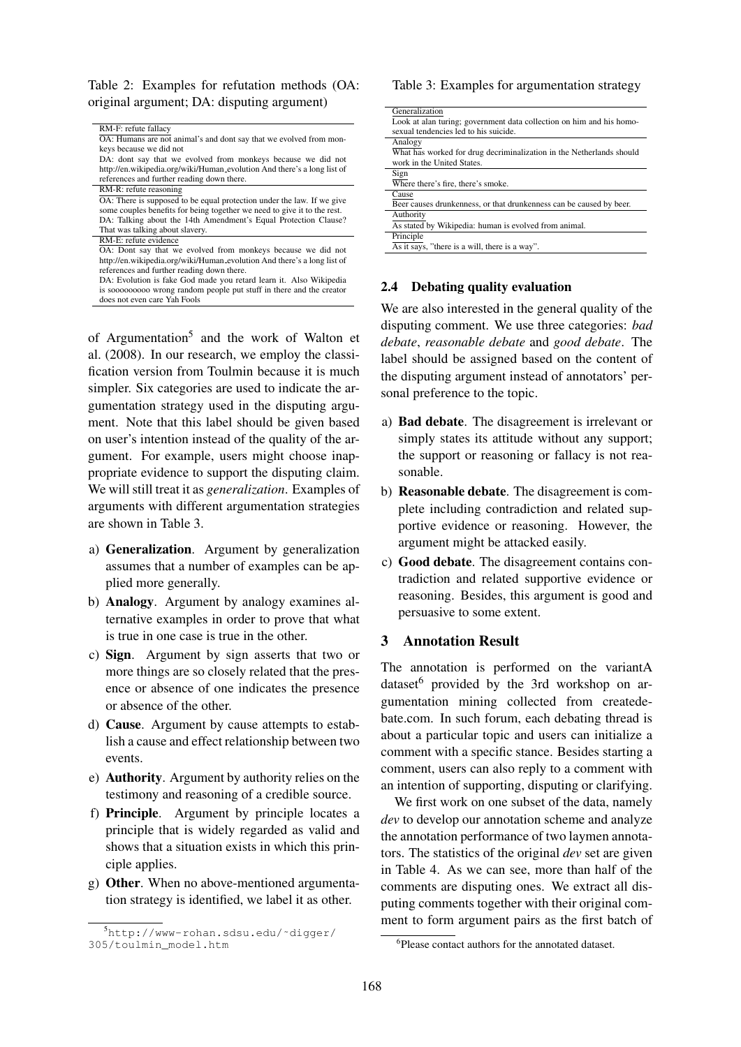Table 2: Examples for refutation methods (OA: original argument; DA: disputing argument)

| |
|---|
| RM-F: refute fallacy |
| OA: Humans are not animal's and dont say that we evolved from monkeys because we did not |
| DA: dont say that we evolved from monkeys because we did not http://en.wikipedia.org/wiki/Human_evolution And there's a long list of references and further reading down there. |
| RM-R: refute reasoning |
| OA: There is supposed to be equal protection under the law. If we give some couples benefits for being together we need to give it to the rest. |
| DA: Talking about the 14th Amendment's Equal Protection Clause? That was talking about slavery. |
| RM-E: refute evidence |
| OA: Dont say that we evolved from monkeys because we did not http://en.wikipedia.org/wiki/Human_evolution And there's a long list of references and further reading down there. |
| DA: Evolution is fake God made you retard learn it. Also Wikipedia is sooooooooo wrong random people put stuff in there and the creator does not even care Yah Fools |

of Argumentation[5] and the work of Walton et al. (2008). In our research, we employ the classification version from Toulmin because it is much simpler. Six categories are used to indicate the argumentation strategy used in the disputing argument. Note that this label should be given based on user's intention instead of the quality of the argument. For example, users might choose inappropriate evidence to support the disputing claim. We will still treat it as *generalization*. Examples of arguments with different argumentation strategies are shown in Table 3.

a) **Generalization**. Argument by generalization assumes that a number of examples can be applied more generally.

b) **Analogy**. Argument by analogy examines alternative examples in order to prove that what is true in one case is true in the other.

c) **Sign**. Argument by sign asserts that two or more things are so closely related that the presence or absence of one indicates the presence or absence of the other.

d) **Cause**. Argument by cause attempts to establish a cause and effect relationship between two events.

e) **Authority**. Argument by authority relies on the testimony and reasoning of a credible source.

f) **Principle**. Argument by principle locates a principle that is widely regarded as valid and shows that a situation exists in which this principle applies.

g) **Other**. When no above-mentioned argumentation strategy is identified, we label it as other.

[5] http://www-rohan.sdsu.edu/~digger/305/toulmin_model.htm

Table 3: Examples for argumentation strategy

| |
|---|
| Generalization |
| Look at alan turing; government data collection on him and his homosexual tendencies led to his suicide. |
| Analogy |
| What has worked for drug decriminalization in the Netherlands should work in the United States. |
| Sign |
| Where there's fire, there's smoke. |
| Cause |
| Beer causes drunkenness, or that drunkenness can be caused by beer. |
| Authority |
| As stated by Wikipedia: human is evolved from animal. |
| Principle |
| As it says, "there is a will, there is a way". |

### 2.4 Debating quality evaluation

We are also interested in the general quality of the disputing comment. We use three categories: *bad debate*, *reasonable debate* and *good debate*. The label should be assigned based on the content of the disputing argument instead of annotators' personal preference to the topic.

a) **Bad debate**. The disagreement is irrelevant or simply states its attitude without any support; the support or reasoning or fallacy is not reasonable.

b) **Reasonable debate**. The disagreement is complete including contradiction and related supportive evidence or reasoning. However, the argument might be attacked easily.

c) **Good debate**. The disagreement contains contradiction and related supportive evidence or reasoning. Besides, this argument is good and persuasive to some extent.

## 3 Annotation Result

The annotation is performed on the variantA dataset[6] provided by the 3rd workshop on argumentation mining collected from createdebate.com. In such forum, each debating thread is about a particular topic and users can initialize a comment with a specific stance. Besides starting a comment, users can also reply to a comment with an intention of supporting, disputing or clarifying.

We first work on one subset of the data, namely *dev* to develop our annotation scheme and analyze the annotation performance of two laymen annotators. The statistics of the original *dev* set are given in Table 4. As we can see, more than half of the comments are disputing ones. We extract all disputing comments together with their original comment to form argument pairs as the first batch of

[6] Please contact authors for the annotated dataset.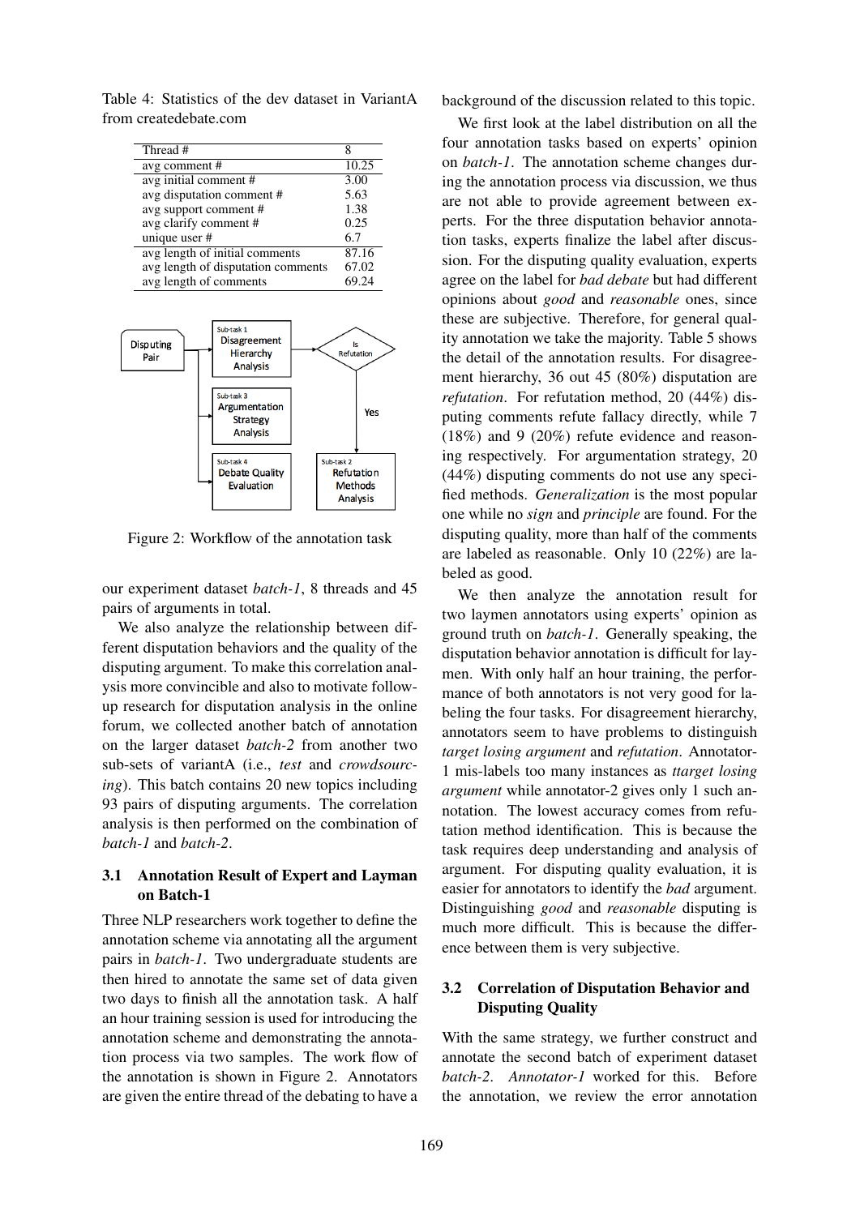Table 4: Statistics of the dev dataset in VariantA from createdebate.com

| Thread # | 8 |
|---|---|
| avg comment # | 10.25 |
| avg initial comment # | 3.00 |
| avg disputation comment # | 5.63 |
| avg support comment # | 1.38 |
| avg clarify comment # | 0.25 |
| unique user # | 6.7 |
| avg length of initial comments | 87.16 |
| avg length of disputation comments | 67.02 |
| avg length of comments | 69.24 |

Figure 2: Workflow of the annotation task

our experiment dataset *batch-1*, 8 threads and 45 pairs of arguments in total.

We also analyze the relationship between different disputation behaviors and the quality of the disputing argument. To make this correlation analysis more convincible and also to motivate follow-up research for disputation analysis in the online forum, we collected another batch of annotation on the larger dataset *batch-2* from another two sub-sets of variantA (i.e., *test* and *crowdsourcing*). This batch contains 20 new topics including 93 pairs of disputing arguments. The correlation analysis is then performed on the combination of *batch-1* and *batch-2*.

### 3.1 Annotation Result of Expert and Layman on Batch-1

Three NLP researchers work together to define the annotation scheme via annotating all the argument pairs in *batch-1*. Two undergraduate students are then hired to annotate the same set of data given two days to finish all the annotation task. A half an hour training session is used for introducing the annotation scheme and demonstrating the annotation process via two samples. The work flow of the annotation is shown in Figure 2. Annotators are given the entire thread of the debating to have a background of the discussion related to this topic.

We first look at the label distribution on all the four annotation tasks based on experts' opinion on *batch-1*. The annotation scheme changes during the annotation process via discussion, we thus are not able to provide agreement between experts. For the three disputation behavior annotation tasks, experts finalize the label after discussion. For the disputing quality evaluation, experts agree on the label for *bad debate* but had different opinions about *good* and *reasonable* ones, since these are subjective. Therefore, for general quality annotation we take the majority. Table 5 shows the detail of the annotation results. For disagreement hierarchy, 36 out 45 (80%) disputation are *refutation*. For refutation method, 20 (44%) disputing comments refute fallacy directly, while 7 (18%) and 9 (20%) refute evidence and reasoning respectively. For argumentation strategy, 20 (44%) disputing comments do not use any specified methods. *Generalization* is the most popular one while no *sign* and *principle* are found. For the disputing quality, more than half of the comments are labeled as reasonable. Only 10 (22%) are labeled as good.

We then analyze the annotation result for two laymen annotators using experts' opinion as ground truth on *batch-1*. Generally speaking, the disputation behavior annotation is difficult for laymen. With only half an hour training, the performance of both annotators is not very good for labeling the four tasks. For disagreement hierarchy, annotators seem to have problems to distinguish *target losing argument* and *refutation*. Annotator-1 mis-labels too many instances as *ttarget losing argument* while annotator-2 gives only 1 such annotation. The lowest accuracy comes from refutation method identification. This is because the task requires deep understanding and analysis of argument. For disputing quality evaluation, it is easier for annotators to identify the *bad* argument. Distinguishing *good* and *reasonable* disputing is much more difficult. This is because the difference between them is very subjective.

### 3.2 Correlation of Disputation Behavior and Disputing Quality

With the same strategy, we further construct and annotate the second batch of experiment dataset *batch-2*. *Annotator-1* worked for this. Before the annotation, we review the error annotation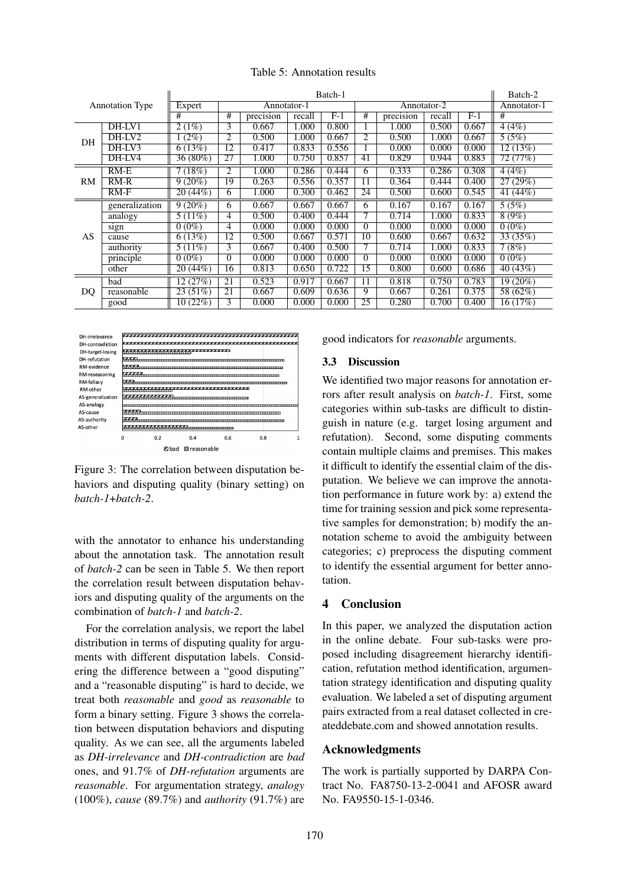Table 5: Annotation results

| Annotation Type | | Batch-1 | | | | | | | | | Batch-2 |
|---|---|---|---|---|---|---|---|---|---|---|---|
| | | Expert | Annotator-1 | | | | Annotator-2 | | | | Annotator-1 |
| | | # | # | precision | recall | F-1 | # | precision | recall | F-1 | # |
| DH | DH-LV1 | 2 (1%) | 3 | 0.667 | 1.000 | 0.800 | 1 | 1.000 | 0.500 | 0.667 | 4 (4%) |
| | DH-LV2 | 1 (2%) | 2 | 0.500 | 1.000 | 0.667 | 2 | 0.500 | 1.000 | 0.667 | 5 (5%) |
| | DH-LV3 | 6 (13%) | 12 | 0.417 | 0.833 | 0.556 | 1 | 0.000 | 0.000 | 0.000 | 12 (13%) |
| | DH-LV4 | 36 (80%) | 27 | 1.000 | 0.750 | 0.857 | 41 | 0.829 | 0.944 | 0.883 | 72 (77%) |
| RM | RM-E | 7 (18%) | 2 | 1.000 | 0.286 | 0.444 | 6 | 0.333 | 0.286 | 0.308 | 4 (4%) |
| | RM-R | 9 (20%) | 19 | 0.263 | 0.556 | 0.357 | 11 | 0.364 | 0.444 | 0.400 | 27 (29%) |
| | RM-F | 20 (44%) | 6 | 1.000 | 0.300 | 0.462 | 24 | 0.500 | 0.600 | 0.545 | 41 (44%) |
| AS | generalization | 9 (20%) | 6 | 0.667 | 0.667 | 0.667 | 6 | 0.167 | 0.167 | 0.167 | 5 (5%) |
| | analogy | 5 (11%) | 4 | 0.500 | 0.400 | 0.444 | 7 | 0.714 | 1.000 | 0.833 | 8 (9%) |
| | sign | 0 (0%) | 4 | 0.000 | 0.000 | 0.000 | 0 | 0.000 | 0.000 | 0.000 | 0 (0%) |
| | cause | 6 (13%) | 12 | 0.500 | 0.667 | 0.571 | 10 | 0.600 | 0.667 | 0.632 | 33 (35%) |
| | authority | 5 (11%) | 3 | 0.667 | 0.400 | 0.500 | 7 | 0.714 | 1.000 | 0.833 | 7 (8%) |
| | principle | 0 (0%) | 0 | 0.000 | 0.000 | 0.000 | 0 | 0.000 | 0.000 | 0.000 | 0 (0%) |
| | other | 20 (44%) | 16 | 0.813 | 0.650 | 0.722 | 15 | 0.800 | 0.600 | 0.686 | 40 (43%) |
| DQ | bad | 12 (27%) | 21 | 0.523 | 0.917 | 0.667 | 11 | 0.818 | 0.750 | 0.783 | 19 (20%) |
| | reasonable | 23 (51%) | 21 | 0.667 | 0.609 | 0.636 | 9 | 0.667 | 0.261 | 0.375 | 58 (62%) |
| | good | 10 (22%) | 3 | 0.000 | 0.000 | 0.000 | 25 | 0.280 | 0.700 | 0.400 | 16 (17%) |

Figure 3: The correlation between disputation behaviors and disputing quality (binary setting) on *batch-1+batch-2*.

with the annotator to enhance his understanding about the annotation task. The annotation result of *batch-2* can be seen in Table 5. We then report the correlation result between disputation behaviors and disputing quality of the arguments on the combination of *batch-1* and *batch-2*.

For the correlation analysis, we report the label distribution in terms of disputing quality for arguments with different disputation labels. Considering the difference between a "good disputing" and a "reasonable disputing" is hard to decide, we treat both *reasonable* and *good* as *reasonable* to form a binary setting. Figure 3 shows the correlation between disputation behaviors and disputing quality. As we can see, all the arguments labeled as *DH-irrelevance* and *DH-contradiction* are *bad* ones, and 91.7% of *DH-refutation* arguments are *reasonable*. For argumentation strategy, *analogy* (100%), *cause* (89.7%) and *authority* (91.7%) are good indicators for *reasonable* arguments.

### 3.3 Discussion

We identified two major reasons for annotation errors after result analysis on *batch-1*. First, some categories within sub-tasks are difficult to distinguish in nature (e.g. target losing argument and refutation). Second, some disputing comments contain multiple claims and premises. This makes it difficult to identify the essential claim of the disputation. We believe we can improve the annotation performance in future work by: a) extend the time for training session and pick some representative samples for demonstration; b) modify the annotation scheme to avoid the ambiguity between categories; c) preprocess the disputing comment to identify the essential argument for better annotation.

## 4 Conclusion

In this paper, we analyzed the disputation action in the online debate. Four sub-tasks were proposed including disagreement hierarchy identification, refutation method identification, argumentation strategy identification and disputing quality evaluation. We labeled a set of disputing argument pairs extracted from a real dataset collected in createddebate.com and showed annotation results.

## Acknowledgments

The work is partially supported by DARPA Contract No. FA8750-13-2-0041 and AFOSR award No. FA9550-15-1-0346.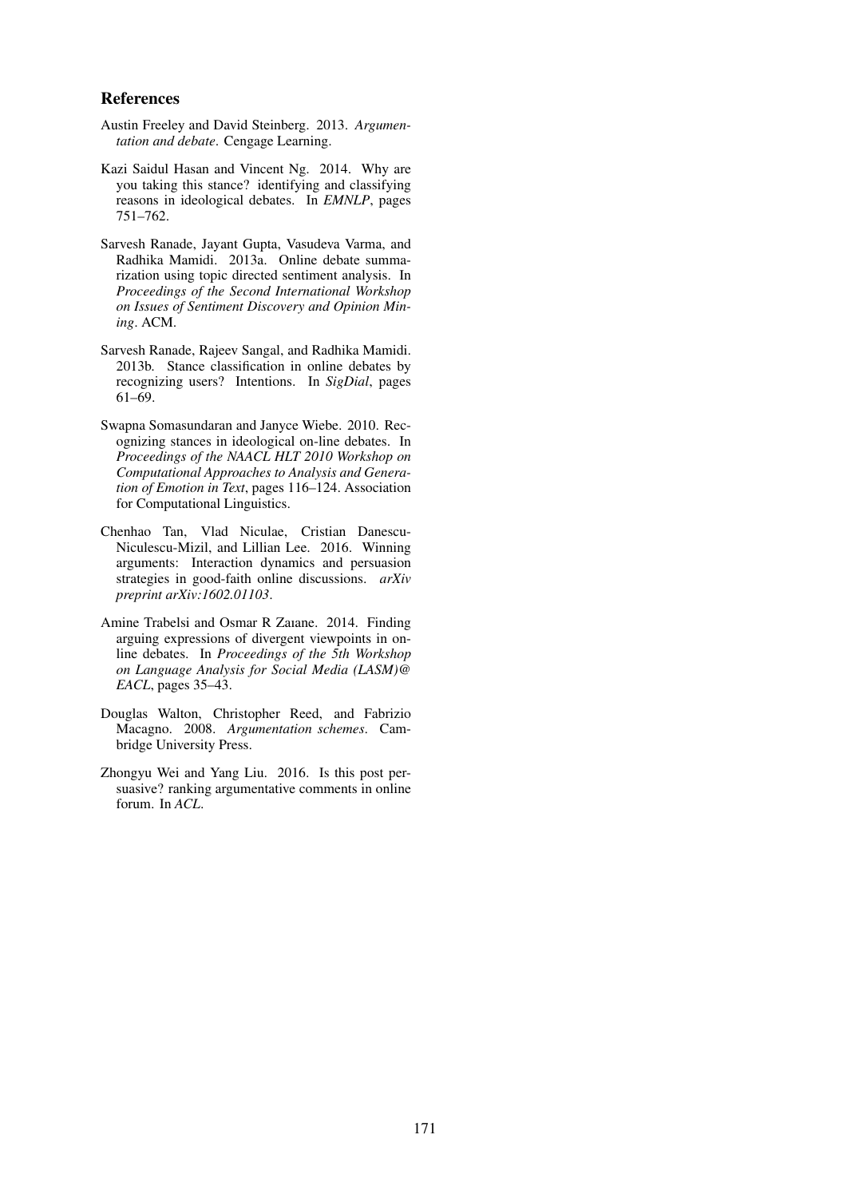## References

Austin Freeley and David Steinberg. 2013. *Argumentation and debate*. Cengage Learning.

Kazi Saidul Hasan and Vincent Ng. 2014. Why are you taking this stance? identifying and classifying reasons in ideological debates. In *EMNLP*, pages 751–762.

Sarvesh Ranade, Jayant Gupta, Vasudeva Varma, and Radhika Mamidi. 2013a. Online debate summarization using topic directed sentiment analysis. In *Proceedings of the Second International Workshop on Issues of Sentiment Discovery and Opinion Mining*. ACM.

Sarvesh Ranade, Rajeev Sangal, and Radhika Mamidi. 2013b. Stance classification in online debates by recognizing users? Intentions. In *SigDial*, pages 61–69.

Swapna Somasundaran and Janyce Wiebe. 2010. Recognizing stances in ideological on-line debates. In *Proceedings of the NAACL HLT 2010 Workshop on Computational Approaches to Analysis and Generation of Emotion in Text*, pages 116–124. Association for Computational Linguistics.

Chenhao Tan, Vlad Niculae, Cristian Danescu-Niculescu-Mizil, and Lillian Lee. 2016. Winning arguments: Interaction dynamics and persuasion strategies in good-faith online discussions. *arXiv preprint arXiv:1602.01103*.

Amine Trabelsi and Osmar R Zaıane. 2014. Finding arguing expressions of divergent viewpoints in online debates. In *Proceedings of the 5th Workshop on Language Analysis for Social Media (LASM)@ EACL*, pages 35–43.

Douglas Walton, Christopher Reed, and Fabrizio Macagno. 2008. *Argumentation schemes*. Cambridge University Press.

Zhongyu Wei and Yang Liu. 2016. Is this post persuasive? ranking argumentative comments in online forum. In *ACL*.